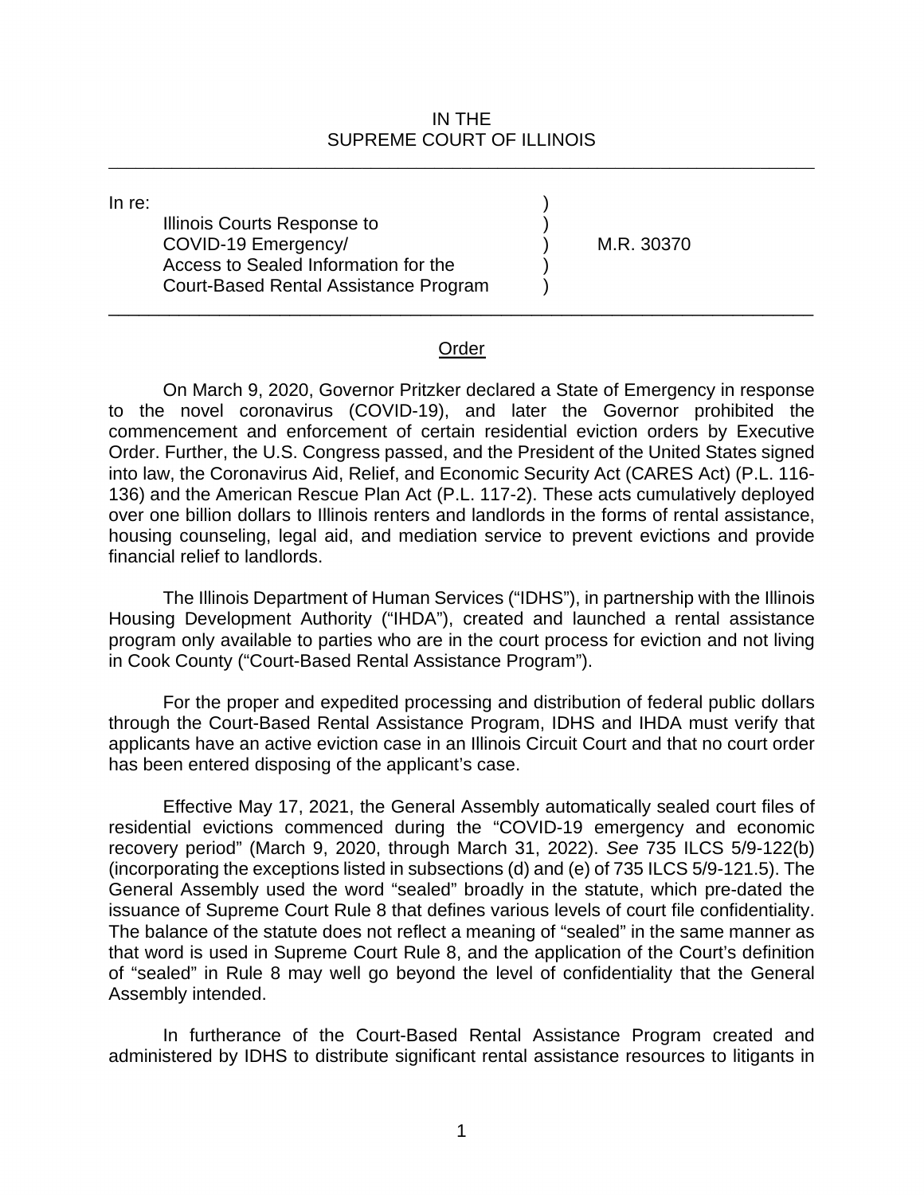IN THE
SUPREME COURT OF ILLINOIS

---

In re:
Illinois Courts Response to COVID-19 Emergency/ Access to Sealed Information for the Court-Based Rental Assistance Program ) M.R. 30370

---

Order

On March 9, 2020, Governor Pritzker declared a State of Emergency in response to the novel coronavirus (COVID-19), and later the Governor prohibited the commencement and enforcement of certain residential eviction orders by Executive Order. Further, the U.S. Congress passed, and the President of the United States signed into law, the Coronavirus Aid, Relief, and Economic Security Act (CARES Act) (P.L. 116-136) and the American Rescue Plan Act (P.L. 117-2). These acts cumulatively deployed over one billion dollars to Illinois renters and landlords in the forms of rental assistance, housing counseling, legal aid, and mediation service to prevent evictions and provide financial relief to landlords.

The Illinois Department of Human Services ("IDHS"), in partnership with the Illinois Housing Development Authority ("IHDA"), created and launched a rental assistance program only available to parties who are in the court process for eviction and not living in Cook County ("Court-Based Rental Assistance Program").

For the proper and expedited processing and distribution of federal public dollars through the Court-Based Rental Assistance Program, IDHS and IHDA must verify that applicants have an active eviction case in an Illinois Circuit Court and that no court order has been entered disposing of the applicant's case.

Effective May 17, 2021, the General Assembly automatically sealed court files of residential evictions commenced during the "COVID-19 emergency and economic recovery period" (March 9, 2020, through March 31, 2022). *See* 735 ILCS 5/9-122(b) (incorporating the exceptions listed in subsections (d) and (e) of 735 ILCS 5/9-121.5). The General Assembly used the word "sealed" broadly in the statute, which pre-dated the issuance of Supreme Court Rule 8 that defines various levels of court file confidentiality. The balance of the statute does not reflect a meaning of "sealed" in the same manner as that word is used in Supreme Court Rule 8, and the application of the Court's definition of "sealed" in Rule 8 may well go beyond the level of confidentiality that the General Assembly intended.

In furtherance of the Court-Based Rental Assistance Program created and administered by IDHS to distribute significant rental assistance resources to litigants in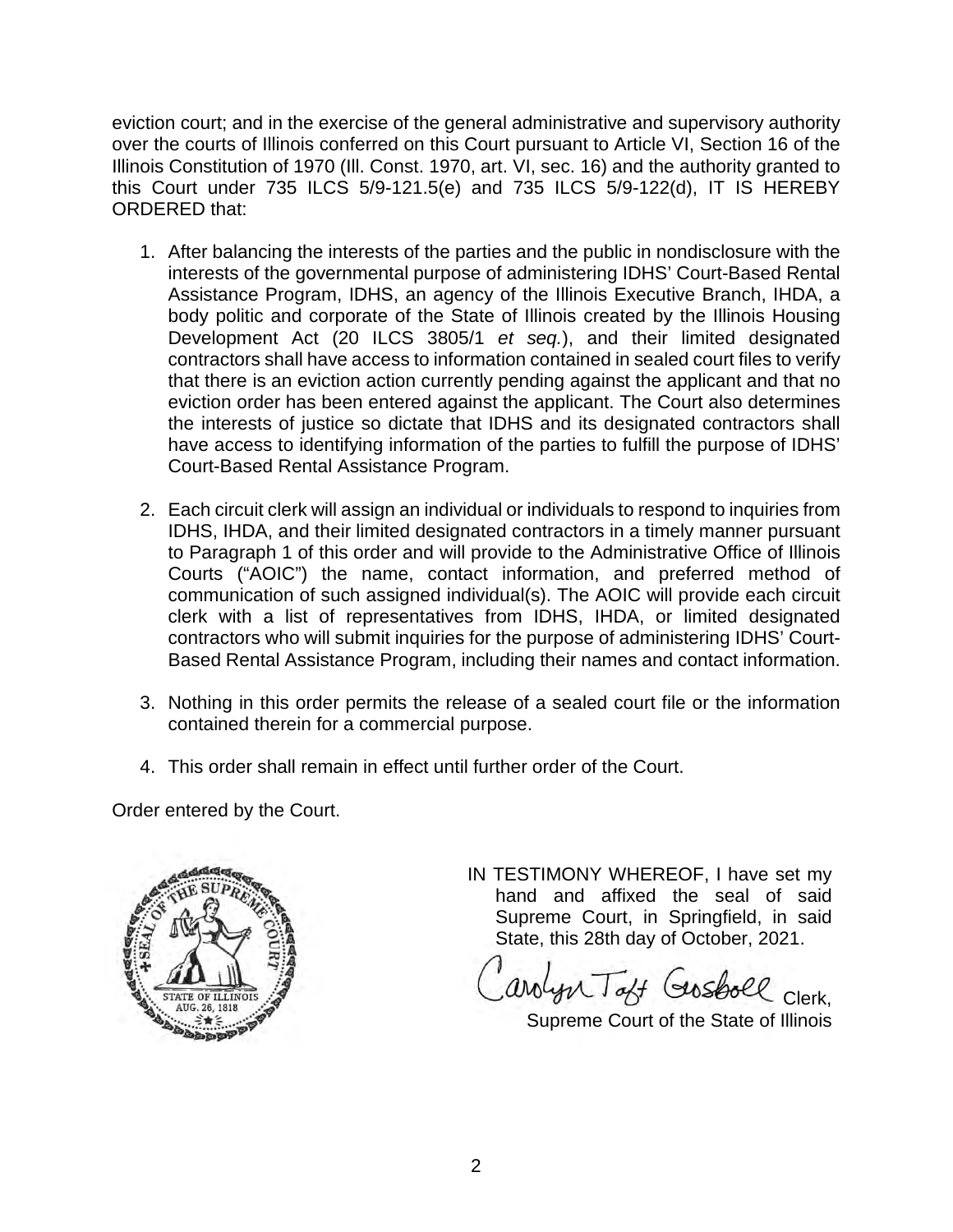eviction court; and in the exercise of the general administrative and supervisory authority over the courts of Illinois conferred on this Court pursuant to Article VI, Section 16 of the Illinois Constitution of 1970 (Ill. Const. 1970, art. VI, sec. 16) and the authority granted to this Court under 735 ILCS 5/9-121.5(e) and 735 ILCS 5/9-122(d), IT IS HEREBY ORDERED that:

1. After balancing the interests of the parties and the public in nondisclosure with the interests of the governmental purpose of administering IDHS' Court-Based Rental Assistance Program, IDHS, an agency of the Illinois Executive Branch, IHDA, a body politic and corporate of the State of Illinois created by the Illinois Housing Development Act (20 ILCS 3805/1 *et seq.*), and their limited designated contractors shall have access to information contained in sealed court files to verify that there is an eviction action currently pending against the applicant and that no eviction order has been entered against the applicant. The Court also determines the interests of justice so dictate that IDHS and its designated contractors shall have access to identifying information of the parties to fulfill the purpose of IDHS' Court-Based Rental Assistance Program.

2. Each circuit clerk will assign an individual or individuals to respond to inquiries from IDHS, IHDA, and their limited designated contractors in a timely manner pursuant to Paragraph 1 of this order and will provide to the Administrative Office of Illinois Courts ("AOIC") the name, contact information, and preferred method of communication of such assigned individual(s). The AOIC will provide each circuit clerk with a list of representatives from IDHS, IHDA, or limited designated contractors who will submit inquiries for the purpose of administering IDHS' Court-Based Rental Assistance Program, including their names and contact information.

3. Nothing in this order permits the release of a sealed court file or the information contained therein for a commercial purpose.

4. This order shall remain in effect until further order of the Court.

Order entered by the Court.

IN TESTIMONY WHEREOF, I have set my hand and affixed the seal of said Supreme Court, in Springfield, in said State, this 28th day of October, 2021.

Carolyn Taft Grosboll Clerk,
Supreme Court of the State of Illinois